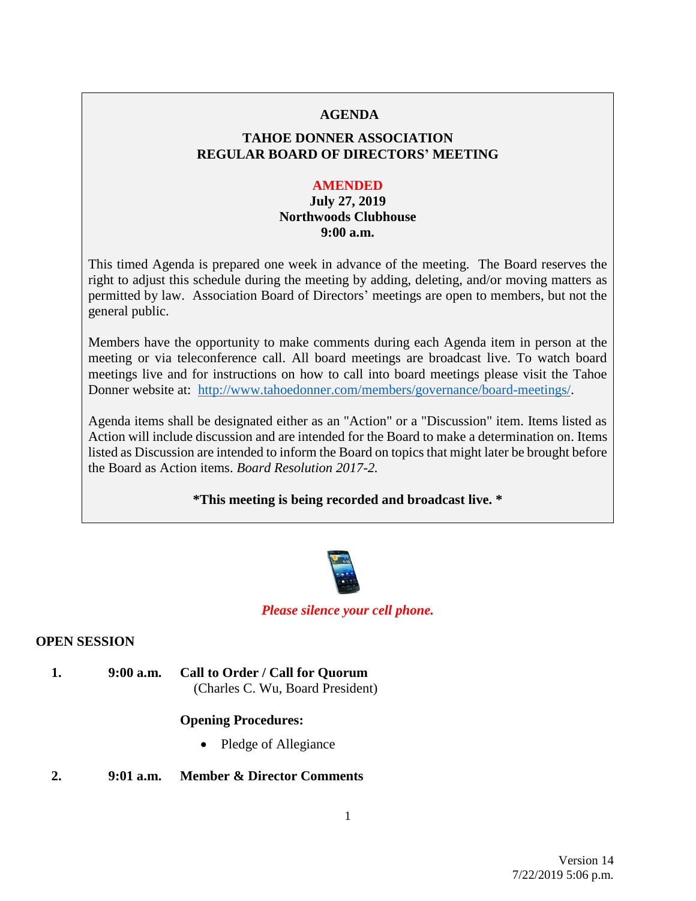# AGENDA

## TAHOE DONNER ASSOCIATION
## REGULAR BOARD OF DIRECTORS' MEETING

**AMENDED**
**July 27, 2019**
**Northwoods Clubhouse**
**9:00 a.m.**

This timed Agenda is prepared one week in advance of the meeting. The Board reserves the right to adjust this schedule during the meeting by adding, deleting, and/or moving matters as permitted by law. Association Board of Directors' meetings are open to members, but not the general public.

Members have the opportunity to make comments during each Agenda item in person at the meeting or via teleconference call. All board meetings are broadcast live. To watch board meetings live and for instructions on how to call into board meetings please visit the Tahoe Donner website at: http://www.tahoedonner.com/members/governance/board-meetings/.

Agenda items shall be designated either as an "Action" or a "Discussion" item. Items listed as Action will include discussion and are intended for the Board to make a determination on. Items listed as Discussion are intended to inform the Board on topics that might later be brought before the Board as Action items. *Board Resolution 2017-2.*

**\*This meeting is being recorded and broadcast live. \***

*Please silence your cell phone.*

**OPEN SESSION**

**1.** **9:00 a.m.** **Call to Order / Call for Quorum**
(Charles C. Wu, Board President)

**Opening Procedures:**

- Pledge of Allegiance

**2.** **9:01 a.m.** **Member & Director Comments**

Version 14
7/22/2019 5:06 p.m.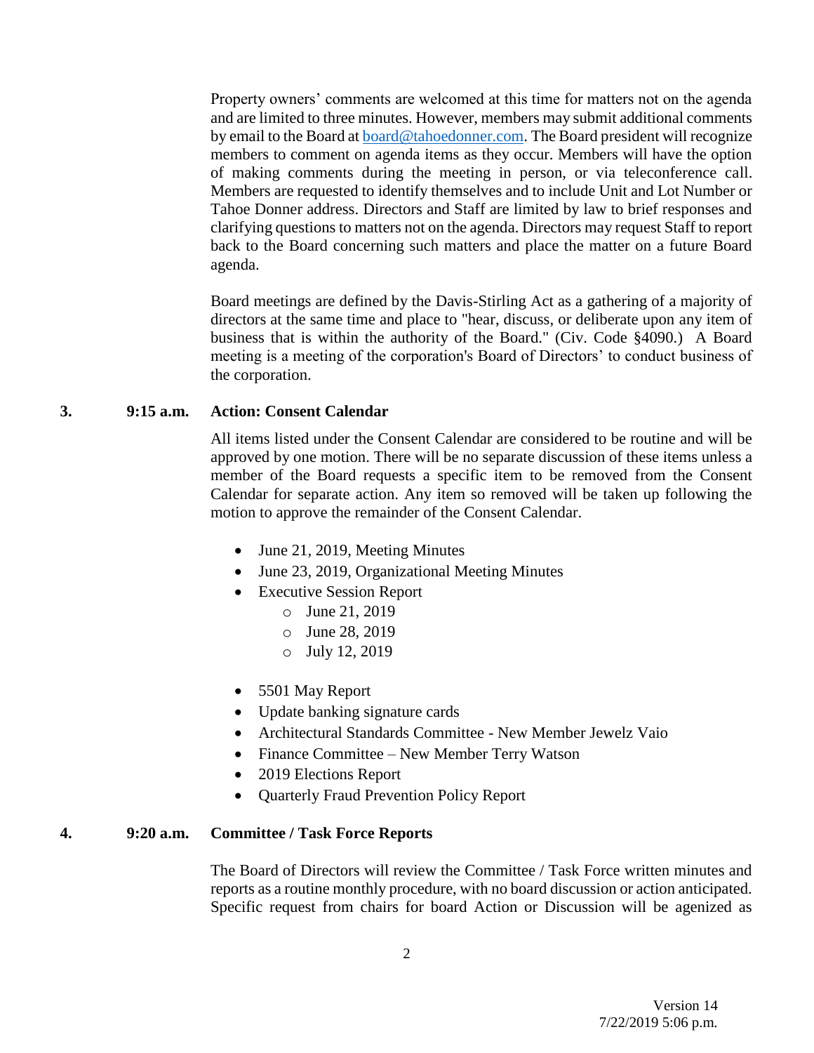Property owners' comments are welcomed at this time for matters not on the agenda and are limited to three minutes. However, members may submit additional comments by email to the Board at [board@tahoedonner.com](mailto:board@tahoedonner.com). The Board president will recognize members to comment on agenda items as they occur. Members will have the option of making comments during the meeting in person, or via teleconference call. Members are requested to identify themselves and to include Unit and Lot Number or Tahoe Donner address. Directors and Staff are limited by law to brief responses and clarifying questions to matters not on the agenda. Directors may request Staff to report back to the Board concerning such matters and place the matter on a future Board agenda.

Board meetings are defined by the Davis-Stirling Act as a gathering of a majority of directors at the same time and place to "hear, discuss, or deliberate upon any item of business that is within the authority of the Board." (Civ. Code §4090.) A Board meeting is a meeting of the corporation's Board of Directors' to conduct business of the corporation.

**3. 9:15 a.m. Action: Consent Calendar**

All items listed under the Consent Calendar are considered to be routine and will be approved by one motion. There will be no separate discussion of these items unless a member of the Board requests a specific item to be removed from the Consent Calendar for separate action. Any item so removed will be taken up following the motion to approve the remainder of the Consent Calendar.

- June 21, 2019, Meeting Minutes
- June 23, 2019, Organizational Meeting Minutes
- Executive Session Report
  - June 21, 2019
  - June 28, 2019
  - July 12, 2019
- 5501 May Report
- Update banking signature cards
- Architectural Standards Committee - New Member Jewelz Vaio
- Finance Committee – New Member Terry Watson
- 2019 Elections Report
- Quarterly Fraud Prevention Policy Report

**4. 9:20 a.m. Committee / Task Force Reports**

The Board of Directors will review the Committee / Task Force written minutes and reports as a routine monthly procedure, with no board discussion or action anticipated. Specific request from chairs for board Action or Discussion will be agenized as

Version 14
7/22/2019 5:06 p.m.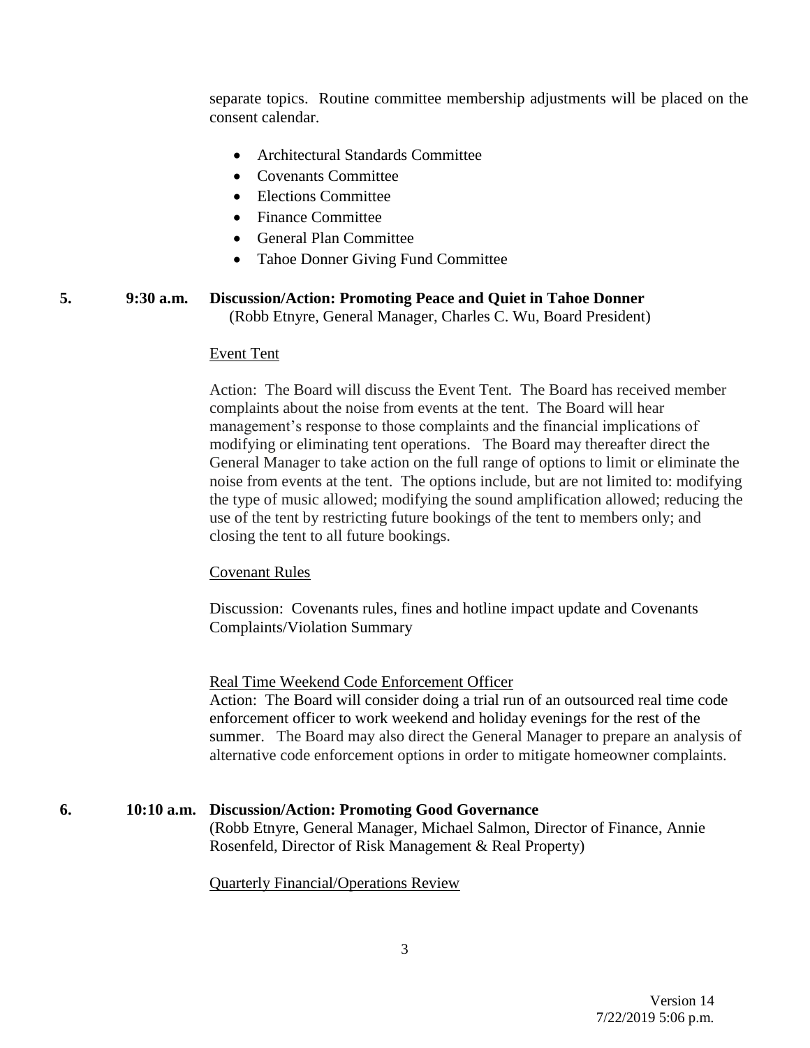separate topics. Routine committee membership adjustments will be placed on the consent calendar.

- Architectural Standards Committee
- Covenants Committee
- Elections Committee
- Finance Committee
- General Plan Committee
- Tahoe Donner Giving Fund Committee

**5. 9:30 a.m. Discussion/Action: Promoting Peace and Quiet in Tahoe Donner**
(Robb Etnyre, General Manager, Charles C. Wu, Board President)

Event Tent

Action: The Board will discuss the Event Tent. The Board has received member complaints about the noise from events at the tent. The Board will hear management's response to those complaints and the financial implications of modifying or eliminating tent operations. The Board may thereafter direct the General Manager to take action on the full range of options to limit or eliminate the noise from events at the tent. The options include, but are not limited to: modifying the type of music allowed; modifying the sound amplification allowed; reducing the use of the tent by restricting future bookings of the tent to members only; and closing the tent to all future bookings.

Covenant Rules

Discussion: Covenants rules, fines and hotline impact update and Covenants Complaints/Violation Summary

Real Time Weekend Code Enforcement Officer

Action: The Board will consider doing a trial run of an outsourced real time code enforcement officer to work weekend and holiday evenings for the rest of the summer. The Board may also direct the General Manager to prepare an analysis of alternative code enforcement options in order to mitigate homeowner complaints.

**6. 10:10 a.m. Discussion/Action: Promoting Good Governance**
(Robb Etnyre, General Manager, Michael Salmon, Director of Finance, Annie Rosenfeld, Director of Risk Management & Real Property)

Quarterly Financial/Operations Review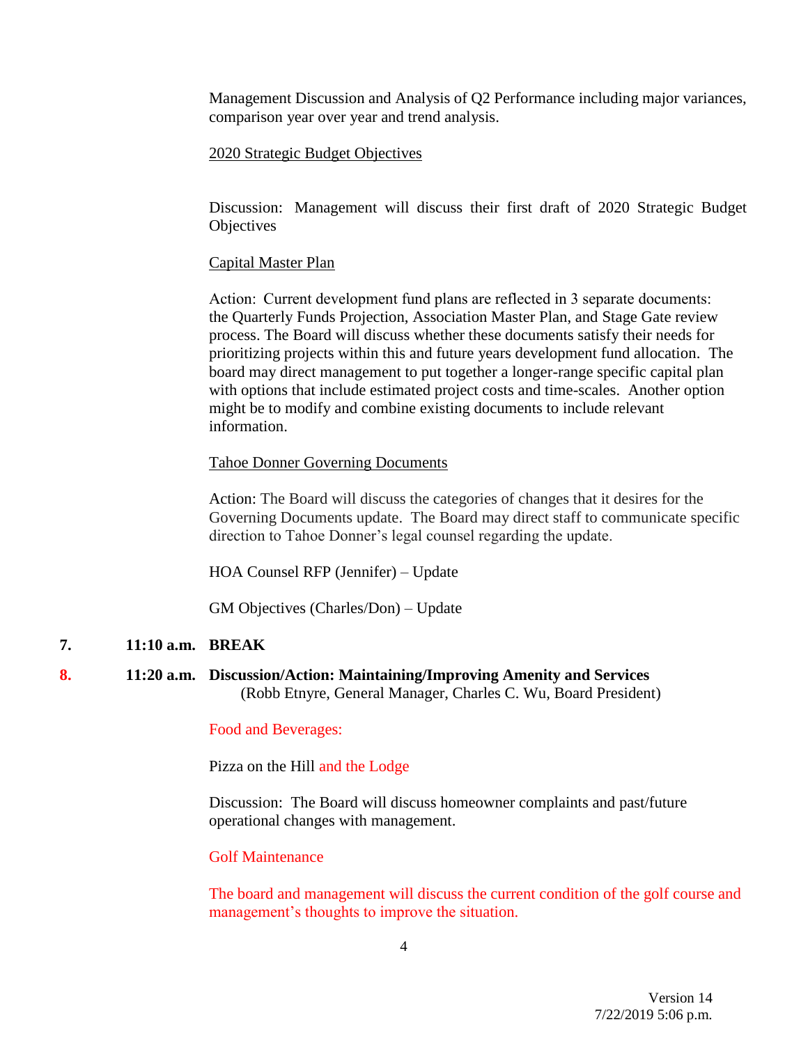Management Discussion and Analysis of Q2 Performance including major variances, comparison year over year and trend analysis.

2020 Strategic Budget Objectives

Discussion: Management will discuss their first draft of 2020 Strategic Budget Objectives

Capital Master Plan

Action: Current development fund plans are reflected in 3 separate documents: the Quarterly Funds Projection, Association Master Plan, and Stage Gate review process. The Board will discuss whether these documents satisfy their needs for prioritizing projects within this and future years development fund allocation. The board may direct management to put together a longer-range specific capital plan with options that include estimated project costs and time-scales. Another option might be to modify and combine existing documents to include relevant information.

Tahoe Donner Governing Documents

Action: The Board will discuss the categories of changes that it desires for the Governing Documents update. The Board may direct staff to communicate specific direction to Tahoe Donner's legal counsel regarding the update.

HOA Counsel RFP (Jennifer) – Update

GM Objectives (Charles/Don) – Update

**7. 11:10 a.m. BREAK**

**8. 11:20 a.m. Discussion/Action: Maintaining/Improving Amenity and Services**
(Robb Etnyre, General Manager, Charles C. Wu, Board President)

Food and Beverages:

Pizza on the Hill and the Lodge

Discussion: The Board will discuss homeowner complaints and past/future operational changes with management.

Golf Maintenance

The board and management will discuss the current condition of the golf course and management's thoughts to improve the situation.

Version 14
7/22/2019 5:06 p.m.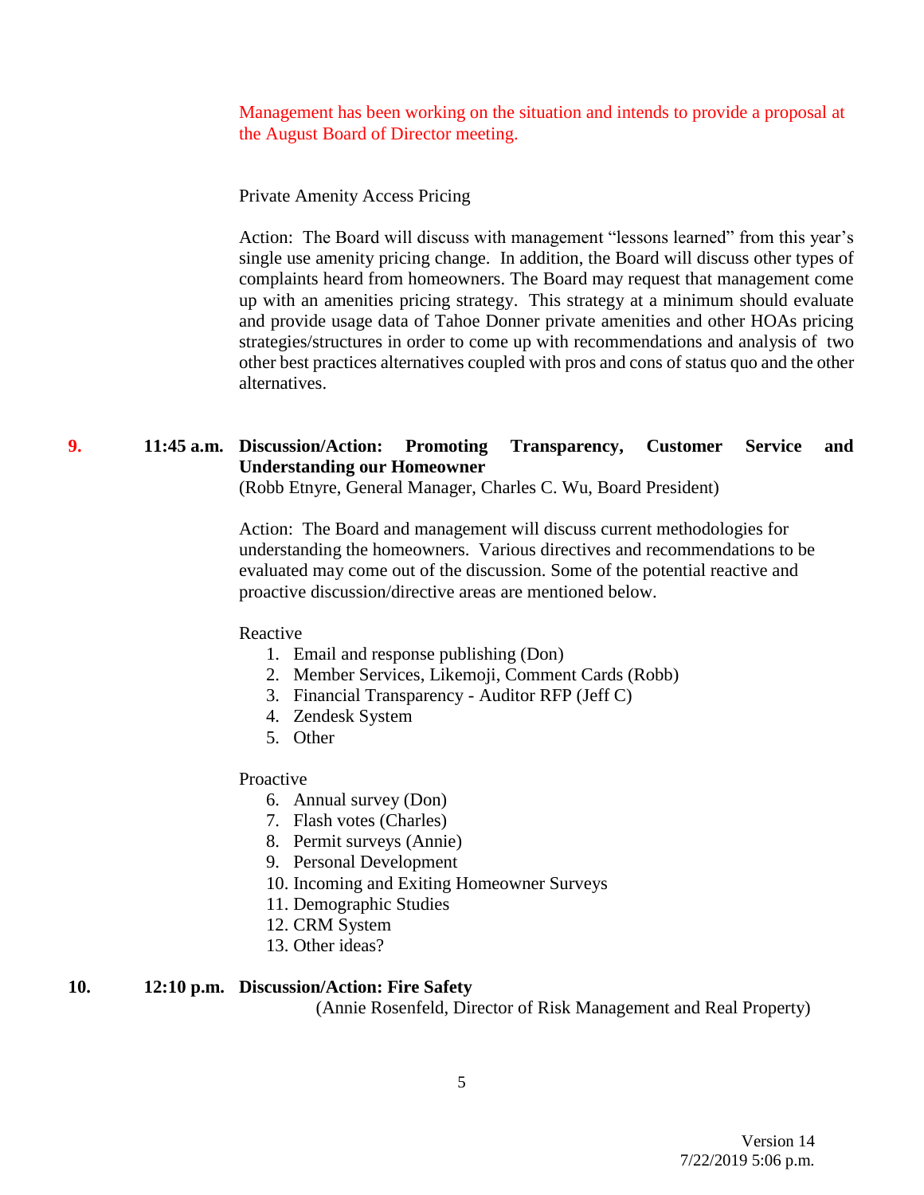Management has been working on the situation and intends to provide a proposal at the August Board of Director meeting.

Private Amenity Access Pricing

Action: The Board will discuss with management "lessons learned" from this year's single use amenity pricing change. In addition, the Board will discuss other types of complaints heard from homeowners. The Board may request that management come up with an amenities pricing strategy. This strategy at a minimum should evaluate and provide usage data of Tahoe Donner private amenities and other HOAs pricing strategies/structures in order to come up with recommendations and analysis of two other best practices alternatives coupled with pros and cons of status quo and the other alternatives.

**9.** 11:45 a.m. **Discussion/Action: Promoting Transparency, Customer Service and Understanding our Homeowner**
(Robb Etnyre, General Manager, Charles C. Wu, Board President)

Action: The Board and management will discuss current methodologies for understanding the homeowners. Various directives and recommendations to be evaluated may come out of the discussion. Some of the potential reactive and proactive discussion/directive areas are mentioned below.

Reactive

1. Email and response publishing (Don)
2. Member Services, Likemoji, Comment Cards (Robb)
3. Financial Transparency - Auditor RFP (Jeff C)
4. Zendesk System
5. Other

Proactive

6. Annual survey (Don)
7. Flash votes (Charles)
8. Permit surveys (Annie)
9. Personal Development
10. Incoming and Exiting Homeowner Surveys
11. Demographic Studies
12. CRM System
13. Other ideas?

**10.** 12:10 p.m. **Discussion/Action: Fire Safety**
(Annie Rosenfeld, Director of Risk Management and Real Property)

Version 14
7/22/2019 5:06 p.m.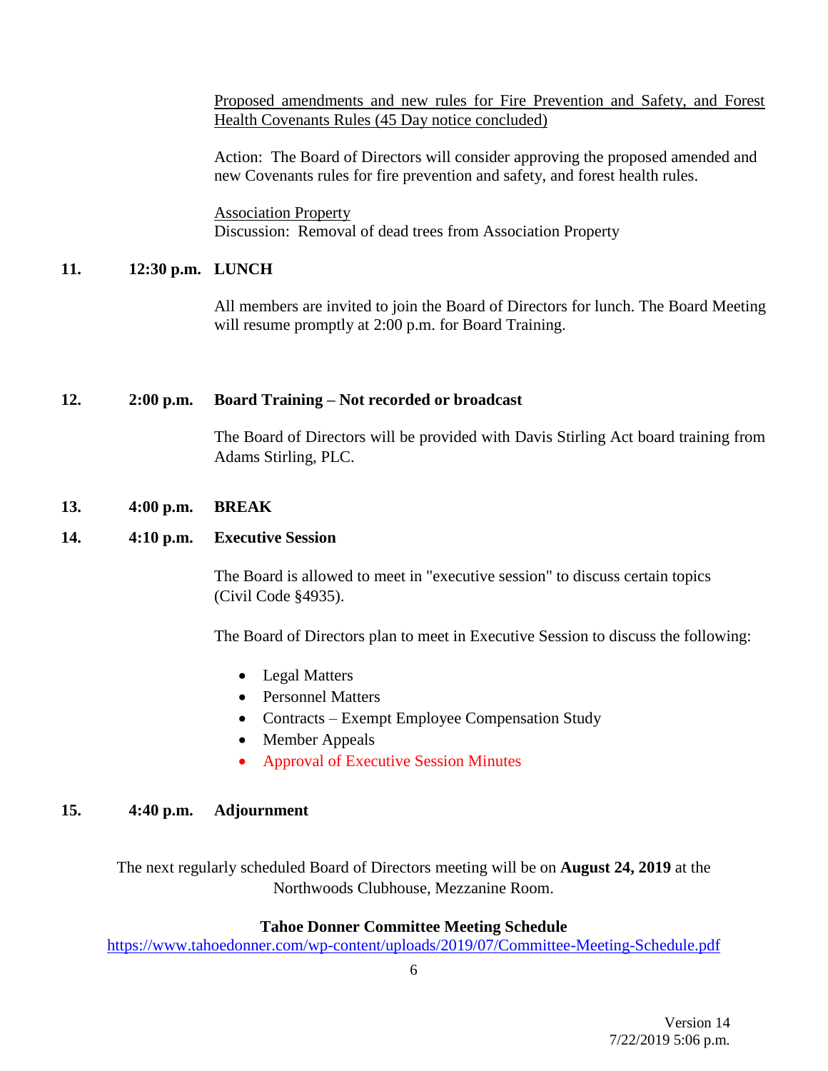Proposed amendments and new rules for Fire Prevention and Safety, and Forest Health Covenants Rules (45 Day notice concluded)

Action: The Board of Directors will consider approving the proposed amended and new Covenants rules for fire prevention and safety, and forest health rules.

Association Property
Discussion: Removal of dead trees from Association Property

**11. 12:30 p.m. LUNCH**

All members are invited to join the Board of Directors for lunch. The Board Meeting will resume promptly at 2:00 p.m. for Board Training.

**12. 2:00 p.m. Board Training – Not recorded or broadcast**

The Board of Directors will be provided with Davis Stirling Act board training from Adams Stirling, PLC.

**13. 4:00 p.m. BREAK**

**14. 4:10 p.m. Executive Session**

The Board is allowed to meet in "executive session" to discuss certain topics (Civil Code §4935).

The Board of Directors plan to meet in Executive Session to discuss the following:

- Legal Matters
- Personnel Matters
- Contracts – Exempt Employee Compensation Study
- Member Appeals
- Approval of Executive Session Minutes

**15. 4:40 p.m. Adjournment**

The next regularly scheduled Board of Directors meeting will be on **August 24, 2019** at the Northwoods Clubhouse, Mezzanine Room.

**Tahoe Donner Committee Meeting Schedule**
https://www.tahoedonner.com/wp-content/uploads/2019/07/Committee-Meeting-Schedule.pdf

Version 14
7/22/2019 5:06 p.m.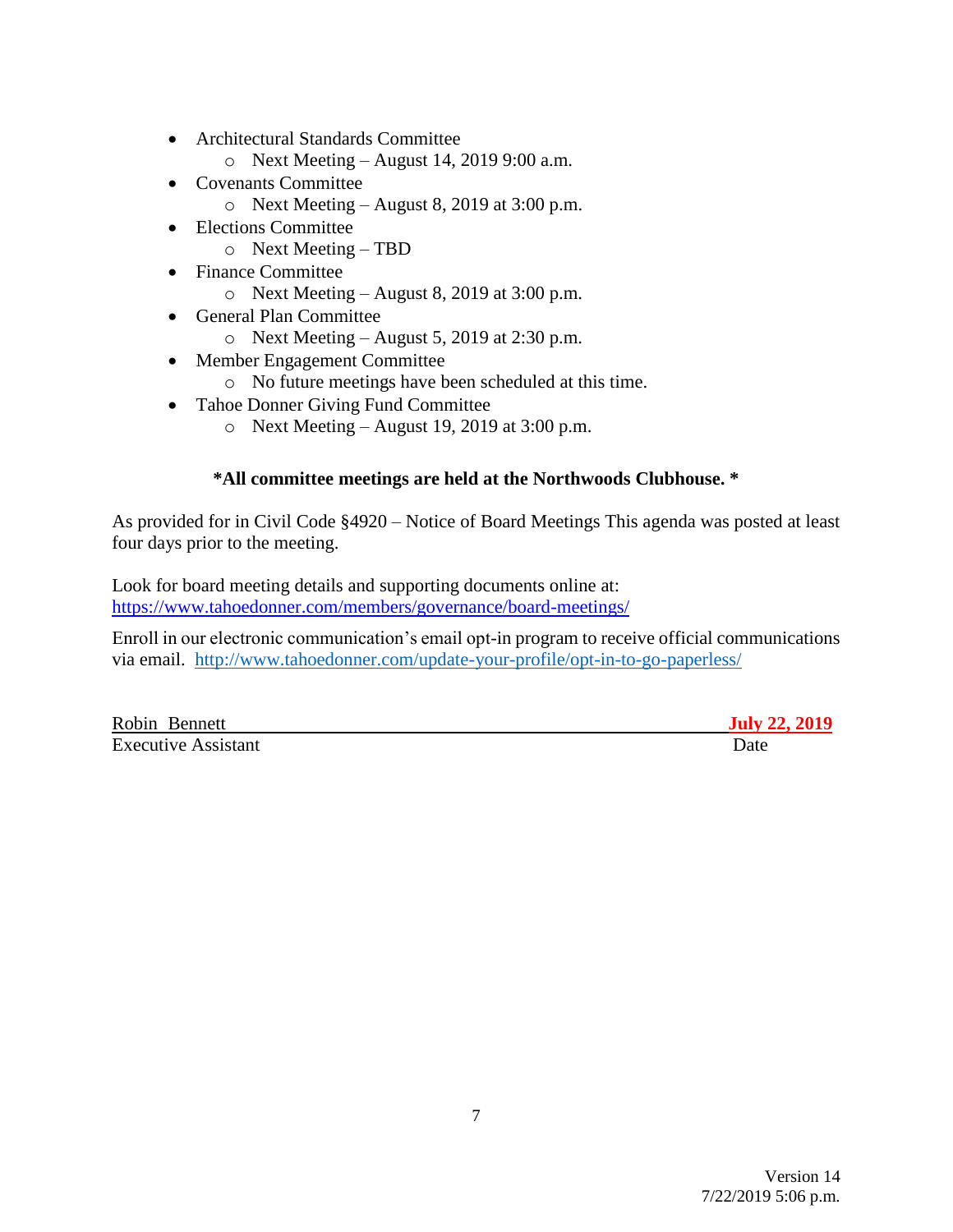- Architectural Standards Committee
  - Next Meeting – August 14, 2019 9:00 a.m.
- Covenants Committee
  - Next Meeting – August 8, 2019 at 3:00 p.m.
- Elections Committee
  - Next Meeting – TBD
- Finance Committee
  - Next Meeting – August 8, 2019 at 3:00 p.m.
- General Plan Committee
  - Next Meeting – August 5, 2019 at 2:30 p.m.
- Member Engagement Committee
  - No future meetings have been scheduled at this time.
- Tahoe Donner Giving Fund Committee
  - Next Meeting – August 19, 2019 at 3:00 p.m.

**\*All committee meetings are held at the Northwoods Clubhouse. \***

As provided for in Civil Code §4920 – Notice of Board Meetings This agenda was posted at least four days prior to the meeting.

Look for board meeting details and supporting documents online at:
https://www.tahoedonner.com/members/governance/board-meetings/

Enroll in our electronic communication's email opt-in program to receive official communications via email. http://www.tahoedonner.com/update-your-profile/opt-in-to-go-paperless/

Robin Bennett — **July 22, 2019**
Executive Assistant — Date

Version 14
7/22/2019 5:06 p.m.